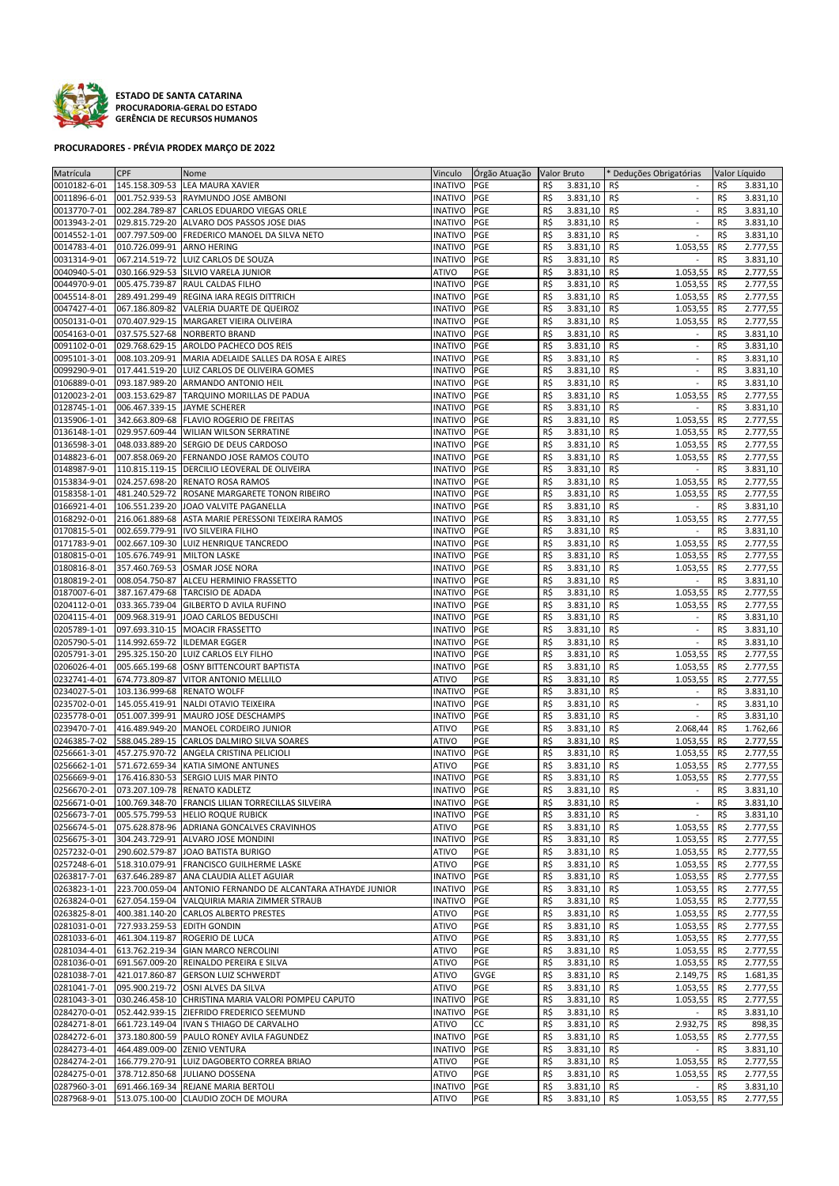**ESTADO DE SANTA CATARINA**
**PROCURADORIA-GERAL DO ESTADO**
**GERÊNCIA DE RECURSOS HUMANOS**

**PROCURADORES - PRÉVIA PRODEX MARÇO DE 2022**

| Matrícula | CPF | Nome | Vinculo | Órgão Atuação | Valor Bruto | * Deduções Obrigatórias | Valor Líquido |
|---|---|---|---|---|---|---|---|
| 0010182-6-01 | 145.158.309-53 | LEA MAURA XAVIER | INATIVO | PGE | R$ 3.831,10 | R$ - | R$ 3.831,10 |
| 0011896-6-01 | 001.752.939-53 | RAYMUNDO JOSE AMBONI | INATIVO | PGE | R$ 3.831,10 | R$ - | R$ 3.831,10 |
| 0013770-7-01 | 002.284.789-87 | CARLOS EDUARDO VIEGAS ORLE | INATIVO | PGE | R$ 3.831,10 | R$ - | R$ 3.831,10 |
| 0013943-2-01 | 029.815.729-20 | ALVARO DOS PASSOS JOSE DIAS | INATIVO | PGE | R$ 3.831,10 | R$ - | R$ 3.831,10 |
| 0014552-1-01 | 007.797.509-00 | FREDERICO MANOEL DA SILVA NETO | INATIVO | PGE | R$ 3.831,10 | R$ - | R$ 3.831,10 |
| 0014783-4-01 | 010.726.099-91 | ARNO HERING | INATIVO | PGE | R$ 3.831,10 | R$ 1.053,55 | R$ 2.777,55 |
| 0031314-9-01 | 067.214.519-72 | LUIZ CARLOS DE SOUZA | INATIVO | PGE | R$ 3.831,10 | R$ - | R$ 3.831,10 |
| 0040940-5-01 | 030.166.929-53 | SILVIO VARELA JUNIOR | ATIVO | PGE | R$ 3.831,10 | R$ 1.053,55 | R$ 2.777,55 |
| 0044970-9-01 | 005.475.739-87 | RAUL CALDAS FILHO | INATIVO | PGE | R$ 3.831,10 | R$ 1.053,55 | R$ 2.777,55 |
| 0045514-8-01 | 289.491.299-49 | REGINA IARA REGIS DITTRICH | INATIVO | PGE | R$ 3.831,10 | R$ 1.053,55 | R$ 2.777,55 |
| 0047427-4-01 | 067.186.809-82 | VALERIA DUARTE DE QUEIROZ | INATIVO | PGE | R$ 3.831,10 | R$ 1.053,55 | R$ 2.777,55 |
| 0050131-0-01 | 070.407.929-15 | MARGARET VIEIRA OLIVEIRA | INATIVO | PGE | R$ 3.831,10 | R$ 1.053,55 | R$ 2.777,55 |
| 0054163-0-01 | 037.575.527-68 | NORBERTO BRAND | INATIVO | PGE | R$ 3.831,10 | R$ - | R$ 3.831,10 |
| 0091102-0-01 | 029.768.629-15 | AROLDO PACHECO DOS REIS | INATIVO | PGE | R$ 3.831,10 | R$ - | R$ 3.831,10 |
| 0095101-3-01 | 008.103.209-91 | MARIA ADELAIDE SALLES DA ROSA E AIRES | INATIVO | PGE | R$ 3.831,10 | R$ - | R$ 3.831,10 |
| 0099290-9-01 | 017.441.519-20 | LUIZ CARLOS DE OLIVEIRA GOMES | INATIVO | PGE | R$ 3.831,10 | R$ - | R$ 3.831,10 |
| 0106889-0-01 | 093.187.989-20 | ARMANDO ANTONIO HEIL | INATIVO | PGE | R$ 3.831,10 | R$ - | R$ 3.831,10 |
| 0120023-2-01 | 003.153.629-87 | TARQUINO MORILLAS DE PADUA | INATIVO | PGE | R$ 3.831,10 | R$ 1.053,55 | R$ 2.777,55 |
| 0128745-1-01 | 006.467.339-15 | JAYME SCHERER | INATIVO | PGE | R$ 3.831,10 | R$ - | R$ 3.831,10 |
| 0135906-1-01 | 342.663.809-68 | FLAVIO ROGERIO DE FREITAS | INATIVO | PGE | R$ 3.831,10 | R$ 1.053,55 | R$ 2.777,55 |
| 0136148-1-01 | 029.957.609-44 | WILIAN WILSON SERRATINE | INATIVO | PGE | R$ 3.831,10 | R$ 1.053,55 | R$ 2.777,55 |
| 0136598-3-01 | 048.033.889-20 | SERGIO DE DEUS CARDOSO | INATIVO | PGE | R$ 3.831,10 | R$ 1.053,55 | R$ 2.777,55 |
| 0148823-6-01 | 007.858.069-20 | FERNANDO JOSE RAMOS COUTO | INATIVO | PGE | R$ 3.831,10 | R$ 1.053,55 | R$ 2.777,55 |
| 0148987-9-01 | 110.815.119-15 | DERCILIO LEOVERAL DE OLIVEIRA | INATIVO | PGE | R$ 3.831,10 | R$ - | R$ 3.831,10 |
| 0153834-9-01 | 024.257.698-20 | RENATO ROSA RAMOS | INATIVO | PGE | R$ 3.831,10 | R$ 1.053,55 | R$ 2.777,55 |
| 0158358-1-01 | 481.240.529-72 | ROSANE MARGARETE TONON RIBEIRO | INATIVO | PGE | R$ 3.831,10 | R$ 1.053,55 | R$ 2.777,55 |
| 0166921-4-01 | 106.551.239-20 | JOAO VALVITE PAGANELLA | INATIVO | PGE | R$ 3.831,10 | R$ - | R$ 3.831,10 |
| 0168292-0-01 | 216.061.889-68 | ASTA MARIE PERESSONI TEIXEIRA RAMOS | INATIVO | PGE | R$ 3.831,10 | R$ 1.053,55 | R$ 2.777,55 |
| 0170815-5-01 | 002.659.779-91 | IVO SILVEIRA FILHO | INATIVO | PGE | R$ 3.831,10 | R$ - | R$ 3.831,10 |
| 0171783-9-01 | 002.667.109-30 | LUIZ HENRIQUE TANCREDO | INATIVO | PGE | R$ 3.831,10 | R$ 1.053,55 | R$ 2.777,55 |
| 0180815-0-01 | 105.676.749-91 | MILTON LASKE | INATIVO | PGE | R$ 3.831,10 | R$ 1.053,55 | R$ 2.777,55 |
| 0180816-8-01 | 357.460.769-53 | OSMAR JOSE NORA | INATIVO | PGE | R$ 3.831,10 | R$ 1.053,55 | R$ 2.777,55 |
| 0180819-2-01 | 008.054.750-87 | ALCEU HERMINIO FRASSETTO | INATIVO | PGE | R$ 3.831,10 | R$ - | R$ 3.831,10 |
| 0187007-6-01 | 387.167.479-68 | TARCISIO DE ADADA | INATIVO | PGE | R$ 3.831,10 | R$ 1.053,55 | R$ 2.777,55 |
| 0204112-0-01 | 033.365.739-04 | GILBERTO D AVILA RUFINO | INATIVO | PGE | R$ 3.831,10 | R$ 1.053,55 | R$ 2.777,55 |
| 0204115-4-01 | 009.968.319-91 | JOAO CARLOS BEDUSCHI | INATIVO | PGE | R$ 3.831,10 | R$ - | R$ 3.831,10 |
| 0205789-1-01 | 097.693.310-15 | MOACIR FRASSETTO | INATIVO | PGE | R$ 3.831,10 | R$ - | R$ 3.831,10 |
| 0205790-5-01 | 114.992.659-72 | ILDEMAR EGGER | INATIVO | PGE | R$ 3.831,10 | R$ - | R$ 3.831,10 |
| 0205791-3-01 | 295.325.150-20 | LUIZ CARLOS ELY FILHO | INATIVO | PGE | R$ 3.831,10 | R$ 1.053,55 | R$ 2.777,55 |
| 0206026-4-01 | 005.665.199-68 | OSNY BITTENCOURT BAPTISTA | INATIVO | PGE | R$ 3.831,10 | R$ 1.053,55 | R$ 2.777,55 |
| 0232741-4-01 | 674.773.809-87 | VITOR ANTONIO MELLILO | ATIVO | PGE | R$ 3.831,10 | R$ 1.053,55 | R$ 2.777,55 |
| 0234027-5-01 | 103.136.999-68 | RENATO WOLFF | INATIVO | PGE | R$ 3.831,10 | R$ - | R$ 3.831,10 |
| 0235702-0-01 | 145.055.419-91 | NALDI OTAVIO TEIXEIRA | INATIVO | PGE | R$ 3.831,10 | R$ - | R$ 3.831,10 |
| 0235778-0-01 | 051.007.399-91 | MAURO JOSE DESCHAMPS | INATIVO | PGE | R$ 3.831,10 | R$ - | R$ 3.831,10 |
| 0239470-7-01 | 416.489.949-20 | MANOEL CORDEIRO JUNIOR | ATIVO | PGE | R$ 3.831,10 | R$ 2.068,44 | R$ 1.762,66 |
| 0246385-7-02 | 588.045.289-15 | CARLOS DALMIRO SILVA SOARES | ATIVO | PGE | R$ 3.831,10 | R$ 1.053,55 | R$ 2.777,55 |
| 0256661-3-01 | 457.275.970-72 | ANGELA CRISTINA PELICIOLI | INATIVO | PGE | R$ 3.831,10 | R$ 1.053,55 | R$ 2.777,55 |
| 0256662-1-01 | 571.672.659-34 | KATIA SIMONE ANTUNES | ATIVO | PGE | R$ 3.831,10 | R$ 1.053,55 | R$ 2.777,55 |
| 0256669-9-01 | 176.416.830-53 | SERGIO LUIS MAR PINTO | INATIVO | PGE | R$ 3.831,10 | R$ 1.053,55 | R$ 2.777,55 |
| 0256670-2-01 | 073.207.109-78 | RENATO KADLETZ | INATIVO | PGE | R$ 3.831,10 | R$ - | R$ 3.831,10 |
| 0256671-0-01 | 100.769.348-70 | FRANCIS LILIAN TORRECILLAS SILVEIRA | INATIVO | PGE | R$ 3.831,10 | R$ - | R$ 3.831,10 |
| 0256673-7-01 | 005.575.799-53 | HELIO ROQUE RUBICK | INATIVO | PGE | R$ 3.831,10 | R$ - | R$ 3.831,10 |
| 0256674-5-01 | 075.628.878-96 | ADRIANA GONCALVES CRAVINHOS | ATIVO | PGE | R$ 3.831,10 | R$ 1.053,55 | R$ 2.777,55 |
| 0256675-3-01 | 304.243.729-91 | ALVARO JOSE MONDINI | INATIVO | PGE | R$ 3.831,10 | R$ 1.053,55 | R$ 2.777,55 |
| 0257232-0-01 | 290.602.579-87 | JOAO BATISTA BURIGO | ATIVO | PGE | R$ 3.831,10 | R$ 1.053,55 | R$ 2.777,55 |
| 0257248-6-01 | 518.310.079-91 | FRANCISCO GUILHERME LASKE | ATIVO | PGE | R$ 3.831,10 | R$ 1.053,55 | R$ 2.777,55 |
| 0263817-7-01 | 637.646.289-87 | ANA CLAUDIA ALLET AGUIAR | INATIVO | PGE | R$ 3.831,10 | R$ 1.053,55 | R$ 2.777,55 |
| 0263823-1-01 | 223.700.059-04 | ANTONIO FERNANDO DE ALCANTARA ATHAYDE JUNIOR | INATIVO | PGE | R$ 3.831,10 | R$ 1.053,55 | R$ 2.777,55 |
| 0263824-0-01 | 627.054.159-04 | VALQUIRIA MARIA ZIMMER STRAUB | INATIVO | PGE | R$ 3.831,10 | R$ 1.053,55 | R$ 2.777,55 |
| 0263825-8-01 | 400.381.140-20 | CARLOS ALBERTO PRESTES | ATIVO | PGE | R$ 3.831,10 | R$ 1.053,55 | R$ 2.777,55 |
| 0281031-0-01 | 727.933.259-53 | EDITH GONDIN | ATIVO | PGE | R$ 3.831,10 | R$ 1.053,55 | R$ 2.777,55 |
| 0281033-6-01 | 461.304.119-87 | ROGERIO DE LUCA | ATIVO | PGE | R$ 3.831,10 | R$ 1.053,55 | R$ 2.777,55 |
| 0281034-4-01 | 613.762.219-34 | GIAN MARCO NERCOLINI | ATIVO | PGE | R$ 3.831,10 | R$ 1.053,55 | R$ 2.777,55 |
| 0281036-0-01 | 691.567.009-20 | REINALDO PEREIRA E SILVA | ATIVO | PGE | R$ 3.831,10 | R$ 1.053,55 | R$ 2.777,55 |
| 0281038-7-01 | 421.017.860-87 | GERSON LUIZ SCHWERDT | ATIVO | GVGE | R$ 3.831,10 | R$ 2.149,75 | R$ 1.681,35 |
| 0281041-7-01 | 095.900.219-72 | OSNI ALVES DA SILVA | ATIVO | PGE | R$ 3.831,10 | R$ 1.053,55 | R$ 2.777,55 |
| 0281043-3-01 | 030.246.458-10 | CHRISTINA MARIA VALORI POMPEU CAPUTO | INATIVO | PGE | R$ 3.831,10 | R$ 1.053,55 | R$ 2.777,55 |
| 0284270-0-01 | 052.442.939-15 | ZIEFRIDO FREDERICO SEEMUND | INATIVO | PGE | R$ 3.831,10 | R$ - | R$ 3.831,10 |
| 0284271-8-01 | 661.723.149-04 | IVAN S THIAGO DE CARVALHO | ATIVO | CC | R$ 3.831,10 | R$ 2.932,75 | R$ 898,35 |
| 0284272-6-01 | 373.180.800-59 | PAULO RONEY AVILA FAGUNDEZ | INATIVO | PGE | R$ 3.831,10 | R$ 1.053,55 | R$ 2.777,55 |
| 0284273-4-01 | 464.489.009-00 | ZENIO VENTURA | INATIVO | PGE | R$ 3.831,10 | R$ - | R$ 3.831,10 |
| 0284274-2-01 | 166.779.270-91 | LUIZ DAGOBERTO CORREA BRIAO | ATIVO | PGE | R$ 3.831,10 | R$ 1.053,55 | R$ 2.777,55 |
| 0284275-0-01 | 378.712.850-68 | JULIANO DOSSENA | ATIVO | PGE | R$ 3.831,10 | R$ 1.053,55 | R$ 2.777,55 |
| 0287960-3-01 | 691.466.169-34 | REJANE MARIA BERTOLI | INATIVO | PGE | R$ 3.831,10 | R$ - | R$ 3.831,10 |
| 0287968-9-01 | 513.075.100-00 | CLAUDIO ZOCH DE MOURA | ATIVO | PGE | R$ 3.831,10 | R$ 1.053,55 | R$ 2.777,55 |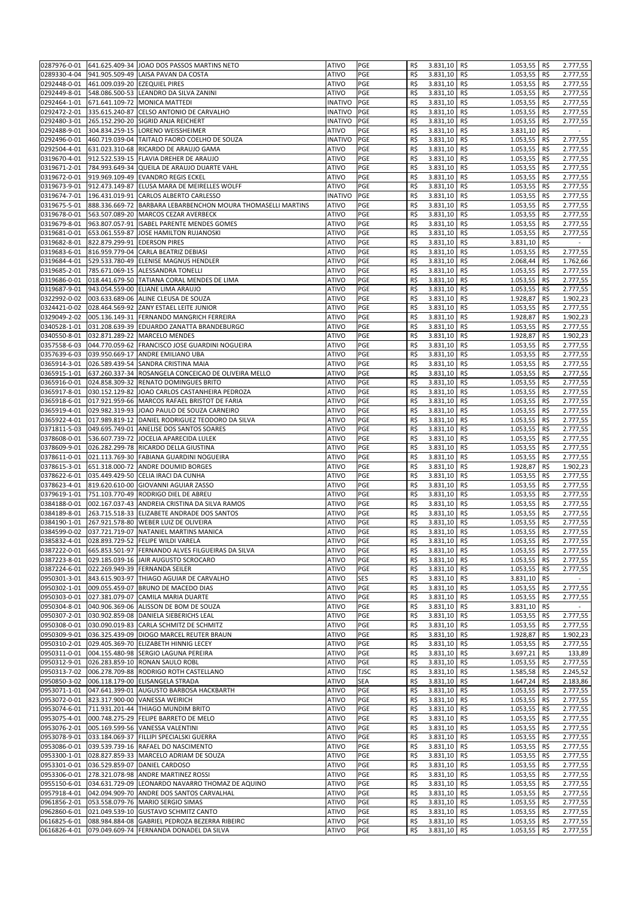| | | | | | | | | | | |
|---|---|---|---|---|---|---|---|---|---|---|
| 0287976-0-01 | 641.625.409-34 | JOAO DOS PASSOS MARTINS NETO | ATIVO | PGE | R$ | 3.831,10 | R$ | 1.053,55 | R$ | 2.777,55 |
| 0289330-4-04 | 941.905.509-49 | LAISA PAVAN DA COSTA | ATIVO | PGE | R$ | 3.831,10 | R$ | 1.053,55 | R$ | 2.777,55 |
| 0292448-0-01 | 461.009.039-20 | EZEQUIEL PIRES | ATIVO | PGE | R$ | 3.831,10 | R$ | 1.053,55 | R$ | 2.777,55 |
| 0292449-8-01 | 548.086.500-53 | LEANDRO DA SILVA ZANINI | ATIVO | PGE | R$ | 3.831,10 | R$ | 1.053,55 | R$ | 2.777,55 |
| 0292464-1-01 | 671.641.109-72 | MONICA MATTEDI | INATIVO | PGE | R$ | 3.831,10 | R$ | 1.053,55 | R$ | 2.777,55 |
| 0292472-2-01 | 335.615.240-87 | CELSO ANTONIO DE CARVALHO | INATIVO | PGE | R$ | 3.831,10 | R$ | 1.053,55 | R$ | 2.777,55 |
| 0292480-3-01 | 265.152.290-20 | SIGRID ANJA REICHERT | INATIVO | PGE | R$ | 3.831,10 | R$ | 1.053,55 | R$ | 2.777,55 |
| 0292488-9-01 | 304.834.259-15 | LORENO WEISSHEIMER | ATIVO | PGE | R$ | 3.831,10 | R$ | 3.831,10 | R$ | - |
| 0292496-0-01 | 460.719.039-04 | TAITALO FAORO COELHO DE SOUZA | INATIVO | PGE | R$ | 3.831,10 | R$ | 1.053,55 | R$ | 2.777,55 |
| 0292504-4-01 | 631.023.310-68 | RICARDO DE ARAUJO GAMA | ATIVO | PGE | R$ | 3.831,10 | R$ | 1.053,55 | R$ | 2.777,55 |
| 0319670-4-01 | 912.522.539-15 | FLAVIA DREHER DE ARAUJO | ATIVO | PGE | R$ | 3.831,10 | R$ | 1.053,55 | R$ | 2.777,55 |
| 0319671-2-01 | 784.993.649-34 | QUEILA DE ARAUJO DUARTE VAHL | ATIVO | PGE | R$ | 3.831,10 | R$ | 1.053,55 | R$ | 2.777,55 |
| 0319672-0-01 | 919.969.109-49 | EVANDRO REGIS ECKEL | ATIVO | PGE | R$ | 3.831,10 | R$ | 1.053,55 | R$ | 2.777,55 |
| 0319673-9-01 | 912.473.149-87 | ELUSA MARA DE MEIRELLES WOLFF | ATIVO | PGE | R$ | 3.831,10 | R$ | 1.053,55 | R$ | 2.777,55 |
| 0319674-7-01 | 196.431.019-91 | CARLOS ALBERTO CARLESSO | INATIVO | PGE | R$ | 3.831,10 | R$ | 1.053,55 | R$ | 2.777,55 |
| 0319675-5-01 | 888.336.669-72 | BARBARA LEBARBENCHON MOURA THOMASELLI MARTINS | ATIVO | PGE | R$ | 3.831,10 | R$ | 1.053,55 | R$ | 2.777,55 |
| 0319678-0-01 | 563.507.089-20 | MARCOS CEZAR AVERBECK | ATIVO | PGE | R$ | 3.831,10 | R$ | 1.053,55 | R$ | 2.777,55 |
| 0319679-8-01 | 963.807.057-91 | ISABEL PARENTE MENDES GOMES | ATIVO | PGE | R$ | 3.831,10 | R$ | 1.053,55 | R$ | 2.777,55 |
| 0319681-0-01 | 653.061.559-87 | JOSE HAMILTON RUJANOSKI | ATIVO | PGE | R$ | 3.831,10 | R$ | 1.053,55 | R$ | 2.777,55 |
| 0319682-8-01 | 822.879.299-91 | EDERSON PIRES | ATIVO | PGE | R$ | 3.831,10 | R$ | 3.831,10 | R$ | - |
| 0319683-6-01 | 816.959.779-04 | CARLA BEATRIZ DEBIASI | ATIVO | PGE | R$ | 3.831,10 | R$ | 1.053,55 | R$ | 2.777,55 |
| 0319684-4-01 | 529.533.780-49 | ELENISE MAGNUS HENDLER | ATIVO | PGE | R$ | 3.831,10 | R$ | 2.068,44 | R$ | 1.762,66 |
| 0319685-2-01 | 785.671.069-15 | ALESSANDRA TONELLI | ATIVO | PGE | R$ | 3.831,10 | R$ | 1.053,55 | R$ | 2.777,55 |
| 0319686-0-01 | 018.441.679-50 | TATIANA CORAL MENDES DE LIMA | ATIVO | PGE | R$ | 3.831,10 | R$ | 1.053,55 | R$ | 2.777,55 |
| 0319687-9-01 | 943.054.559-00 | ELIANE LIMA ARAUJO | ATIVO | PGE | R$ | 3.831,10 | R$ | 1.053,55 | R$ | 2.777,55 |
| 0322992-0-02 | 003.633.689-06 | ALINE CLEUSA DE SOUZA | ATIVO | PGE | R$ | 3.831,10 | R$ | 1.928,87 | R$ | 1.902,23 |
| 0324421-0-02 | 028.464.569-92 | ZANY ESTAEL LEITE JUNIOR | ATIVO | PGE | R$ | 3.831,10 | R$ | 1.053,55 | R$ | 2.777,55 |
| 0329049-2-02 | 005.136.149-31 | FERNANDO MANGRICH FERREIRA | ATIVO | PGE | R$ | 3.831,10 | R$ | 1.928,87 | R$ | 1.902,23 |
| 0340528-1-01 | 031.208.639-39 | EDUARDO ZANATTA BRANDEBURGO | ATIVO | PGE | R$ | 3.831,10 | R$ | 1.053,55 | R$ | 2.777,55 |
| 0340550-8-01 | 032.871.289-22 | MARCELO MENDES | ATIVO | PGE | R$ | 3.831,10 | R$ | 1.928,87 | R$ | 1.902,23 |
| 0357558-6-03 | 044.770.059-62 | FRANCISCO JOSE GUARDINI NOGUEIRA | ATIVO | PGE | R$ | 3.831,10 | R$ | 1.053,55 | R$ | 2.777,55 |
| 0357639-6-03 | 039.950.669-17 | ANDRE EMILIANO UBA | ATIVO | PGE | R$ | 3.831,10 | R$ | 1.053,55 | R$ | 2.777,55 |
| 0365914-3-01 | 026.589.439-54 | SANDRA CRISTINA MAIA | ATIVO | PGE | R$ | 3.831,10 | R$ | 1.053,55 | R$ | 2.777,55 |
| 0365915-1-01 | 637.260.337-34 | ROSANGELA CONCEICAO DE OLIVEIRA MELLO | ATIVO | PGE | R$ | 3.831,10 | R$ | 1.053,55 | R$ | 2.777,55 |
| 0365916-0-01 | 024.858.309-32 | RENATO DOMINGUES BRITO | ATIVO | PGE | R$ | 3.831,10 | R$ | 1.053,55 | R$ | 2.777,55 |
| 0365917-8-01 | 030.152.129-82 | JOAO CARLOS CASTANHEIRA PEDROZA | ATIVO | PGE | R$ | 3.831,10 | R$ | 1.053,55 | R$ | 2.777,55 |
| 0365918-6-01 | 017.921.959-66 | MARCOS RAFAEL BRISTOT DE FARIA | ATIVO | PGE | R$ | 3.831,10 | R$ | 1.053,55 | R$ | 2.777,55 |
| 0365919-4-01 | 029.982.319-93 | JOAO PAULO DE SOUZA CARNEIRO | ATIVO | PGE | R$ | 3.831,10 | R$ | 1.053,55 | R$ | 2.777,55 |
| 0365922-4-01 | 017.989.819-12 | DANIEL RODRIGUEZ TEODORO DA SILVA | ATIVO | PGE | R$ | 3.831,10 | R$ | 1.053,55 | R$ | 2.777,55 |
| 0371811-5-03 | 049.695.749-01 | ANELISE DOS SANTOS SOARES | ATIVO | PGE | R$ | 3.831,10 | R$ | 1.053,55 | R$ | 2.777,55 |
| 0378608-0-01 | 536.607.739-72 | JOCELIA APARECIDA LULEK | ATIVO | PGE | R$ | 3.831,10 | R$ | 1.053,55 | R$ | 2.777,55 |
| 0378609-9-01 | 026.282.299-78 | RICARDO DELLA GIUSTINA | ATIVO | PGE | R$ | 3.831,10 | R$ | 1.053,55 | R$ | 2.777,55 |
| 0378611-0-01 | 021.113.769-30 | FABIANA GUARDINI NOGUEIRA | ATIVO | PGE | R$ | 3.831,10 | R$ | 1.053,55 | R$ | 2.777,55 |
| 0378615-3-01 | 651.318.000-72 | ANDRE DOUMID BORGES | ATIVO | PGE | R$ | 3.831,10 | R$ | 1.928,87 | R$ | 1.902,23 |
| 0378622-6-01 | 035.449.429-50 | CELIA IRACI DA CUNHA | ATIVO | PGE | R$ | 3.831,10 | R$ | 1.053,55 | R$ | 2.777,55 |
| 0378623-4-01 | 819.620.610-00 | GIOVANNI AGUIAR ZASSO | ATIVO | PGE | R$ | 3.831,10 | R$ | 1.053,55 | R$ | 2.777,55 |
| 0379619-1-01 | 751.103.770-49 | RODRIGO DIEL DE ABREU | ATIVO | PGE | R$ | 3.831,10 | R$ | 1.053,55 | R$ | 2.777,55 |
| 0384188-0-01 | 002.167.037-43 | ANDREIA CRISTINA DA SILVA RAMOS | ATIVO | PGE | R$ | 3.831,10 | R$ | 1.053,55 | R$ | 2.777,55 |
| 0384189-8-01 | 263.715.518-33 | ELIZABETE ANDRADE DOS SANTOS | ATIVO | PGE | R$ | 3.831,10 | R$ | 1.053,55 | R$ | 2.777,55 |
| 0384190-1-01 | 267.921.578-80 | WEBER LUIZ DE OLIVEIRA | ATIVO | PGE | R$ | 3.831,10 | R$ | 1.053,55 | R$ | 2.777,55 |
| 0384599-0-02 | 037.721.719-07 | NATANIEL MARTINS MANICA | ATIVO | PGE | R$ | 3.831,10 | R$ | 1.053,55 | R$ | 2.777,55 |
| 0385832-4-01 | 028.893.729-52 | FELIPE WILDI VARELA | ATIVO | PGE | R$ | 3.831,10 | R$ | 1.053,55 | R$ | 2.777,55 |
| 0387222-0-01 | 665.853.501-97 | FERNANDO ALVES FILGUEIRAS DA SILVA | ATIVO | PGE | R$ | 3.831,10 | R$ | 1.053,55 | R$ | 2.777,55 |
| 0387223-8-01 | 029.185.039-16 | JAIR AUGUSTO SCROCARO | ATIVO | PGE | R$ | 3.831,10 | R$ | 1.053,55 | R$ | 2.777,55 |
| 0387224-6-01 | 022.269.949-39 | FERNANDA SEILER | ATIVO | PGE | R$ | 3.831,10 | R$ | 1.053,55 | R$ | 2.777,55 |
| 0950301-3-01 | 843.615.903-97 | THIAGO AGUIAR DE CARVALHO | ATIVO | SES | R$ | 3.831,10 | R$ | 3.831,10 | R$ | - |
| 0950302-1-01 | 009.055.459-07 | BRUNO DE MACEDO DIAS | ATIVO | PGE | R$ | 3.831,10 | R$ | 1.053,55 | R$ | 2.777,55 |
| 0950303-0-01 | 027.381.079-07 | CAMILA MARIA DUARTE | ATIVO | PGE | R$ | 3.831,10 | R$ | 1.053,55 | R$ | 2.777,55 |
| 0950304-8-01 | 040.906.369-06 | ALISSON DE BOM DE SOUZA | ATIVO | PGE | R$ | 3.831,10 | R$ | 3.831,10 | R$ | - |
| 0950307-2-01 | 030.902.859-08 | DANIELA SIEBERICHS LEAL | ATIVO | PGE | R$ | 3.831,10 | R$ | 1.053,55 | R$ | 2.777,55 |
| 0950308-0-01 | 030.090.019-83 | CARLA SCHMITZ DE SCHMITZ | ATIVO | PGE | R$ | 3.831,10 | R$ | 1.053,55 | R$ | 2.777,55 |
| 0950309-9-01 | 036.325.439-09 | DIOGO MARCEL REUTER BRAUN | ATIVO | PGE | R$ | 3.831,10 | R$ | 1.928,87 | R$ | 1.902,23 |
| 0950310-2-01 | 029.405.369-70 | ELIZABETH HINNIG LECEY | ATIVO | PGE | R$ | 3.831,10 | R$ | 1.053,55 | R$ | 2.777,55 |
| 0950311-0-01 | 004.155.480-98 | SERGIO LAGUNA PEREIRA | ATIVO | PGE | R$ | 3.831,10 | R$ | 3.697,21 | R$ | 133,89 |
| 0950312-9-01 | 026.283.859-10 | RONAN SAULO ROBL | ATIVO | PGE | R$ | 3.831,10 | R$ | 1.053,55 | R$ | 2.777,55 |
| 0950313-7-02 | 006.278.709-88 | RODRIGO ROTH CASTELLANO | ATIVO | TJSC | R$ | 3.831,10 | R$ | 1.585,58 | R$ | 2.245,52 |
| 0950850-3-02 | 006.118.179-00 | ELISANGELA STRADA | ATIVO | SEA | R$ | 3.831,10 | R$ | 1.647,24 | R$ | 2.183,86 |
| 0953071-1-01 | 047.641.399-01 | AUGUSTO BARBOSA HACKBARTH | ATIVO | PGE | R$ | 3.831,10 | R$ | 1.053,55 | R$ | 2.777,55 |
| 0953072-0-01 | 823.317.900-00 | VANESSA WEIRICH | ATIVO | PGE | R$ | 3.831,10 | R$ | 1.053,55 | R$ | 2.777,55 |
| 0953074-6-01 | 711.931.201-44 | THIAGO MUNDIM BRITO | ATIVO | PGE | R$ | 3.831,10 | R$ | 1.053,55 | R$ | 2.777,55 |
| 0953075-4-01 | 000.748.275-29 | FELIPE BARRETO DE MELO | ATIVO | PGE | R$ | 3.831,10 | R$ | 1.053,55 | R$ | 2.777,55 |
| 0953076-2-01 | 005.169.599-56 | VANESSA VALENTINI | ATIVO | PGE | R$ | 3.831,10 | R$ | 1.053,55 | R$ | 2.777,55 |
| 0953078-9-01 | 033.184.069-37 | FILLIPI SPECIALSKI GUERRA | ATIVO | PGE | R$ | 3.831,10 | R$ | 1.053,55 | R$ | 2.777,55 |
| 0953086-0-01 | 039.539.739-16 | RAFAEL DO NASCIMENTO | ATIVO | PGE | R$ | 3.831,10 | R$ | 1.053,55 | R$ | 2.777,55 |
| 0953300-1-01 | 028.827.859-33 | MARCELO ADRIAM DE SOUZA | ATIVO | PGE | R$ | 3.831,10 | R$ | 1.053,55 | R$ | 2.777,55 |
| 0953301-0-01 | 036.529.859-07 | DANIEL CARDOSO | ATIVO | PGE | R$ | 3.831,10 | R$ | 1.053,55 | R$ | 2.777,55 |
| 0953306-0-01 | 278.321.078-98 | ANDRE MARTINEZ ROSSI | ATIVO | PGE | R$ | 3.831,10 | R$ | 1.053,55 | R$ | 2.777,55 |
| 0955150-6-01 | 034.631.729-09 | LEONARDO NAVARRO THOMAZ DE AQUINO | ATIVO | PGE | R$ | 3.831,10 | R$ | 1.053,55 | R$ | 2.777,55 |
| 0957918-4-01 | 042.094.909-70 | ANDRE DOS SANTOS CARVALHAL | ATIVO | PGE | R$ | 3.831,10 | R$ | 1.053,55 | R$ | 2.777,55 |
| 0961856-2-01 | 053.558.079-76 | MARIO SERGIO SIMAS | ATIVO | PGE | R$ | 3.831,10 | R$ | 1.053,55 | R$ | 2.777,55 |
| 0962860-6-01 | 021.049.539-10 | GUSTAVO SCHMITZ CANTO | ATIVO | PGE | R$ | 3.831,10 | R$ | 1.053,55 | R$ | 2.777,55 |
| 0616825-6-01 | 088.984.884-08 | GABRIEL PEDROZA BEZERRA RIBEIRO | ATIVO | PGE | R$ | 3.831,10 | R$ | 1.053,55 | R$ | 2.777,55 |
| 0616826-4-01 | 079.049.609-74 | FERNANDA DONADEL DA SILVA | ATIVO | PGE | R$ | 3.831,10 | R$ | 1.053,55 | R$ | 2.777,55 |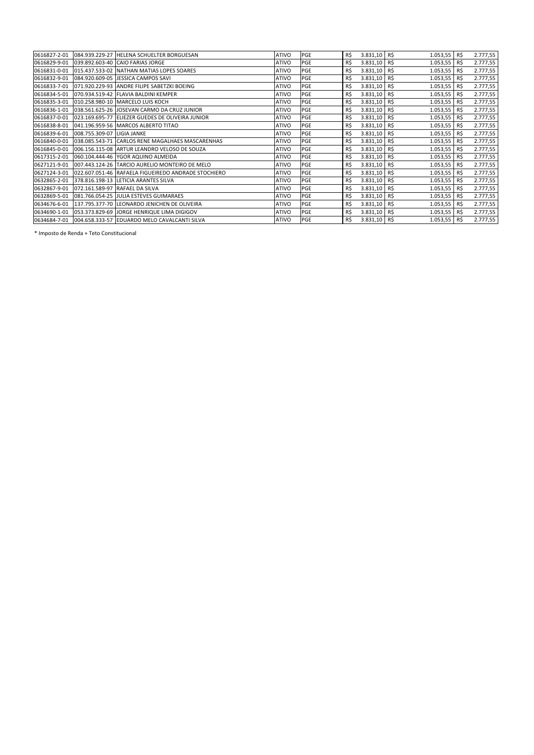| | | | | | | | | | | |
|---|---|---|---|---|---|---|---|---|---|---|
| 0616827-2-01 | 084.939.229-27 | HELENA SCHUELTER BORGUESAN | ATIVO | PGE | R$ | 3.831,10 | R$ | 1.053,55 | R$ | 2.777,55 |
| 0616829-9-01 | 039.892.603-40 | CAIO FARIAS JORGE | ATIVO | PGE | R$ | 3.831,10 | R$ | 1.053,55 | R$ | 2.777,55 |
| 0616831-0-01 | 015.437.533-02 | NATHAN MATIAS LOPES SOARES | ATIVO | PGE | R$ | 3.831,10 | R$ | 1.053,55 | R$ | 2.777,55 |
| 0616832-9-01 | 084.920.609-05 | JESSICA CAMPOS SAVI | ATIVO | PGE | R$ | 3.831,10 | R$ | 1.053,55 | R$ | 2.777,55 |
| 0616833-7-01 | 071.920.229-93 | ANDRE FILIPE SABETZKI BOEING | ATIVO | PGE | R$ | 3.831,10 | R$ | 1.053,55 | R$ | 2.777,55 |
| 0616834-5-01 | 070.934.519-42 | FLAVIA BALDINI KEMPER | ATIVO | PGE | R$ | 3.831,10 | R$ | 1.053,55 | R$ | 2.777,55 |
| 0616835-3-01 | 010.258.980-10 | MARCELO LUIS KOCH | ATIVO | PGE | R$ | 3.831,10 | R$ | 1.053,55 | R$ | 2.777,55 |
| 0616836-1-01 | 038.561.625-26 | JOSEVAN CARMO DA CRUZ JUNIOR | ATIVO | PGE | R$ | 3.831,10 | R$ | 1.053,55 | R$ | 2.777,55 |
| 0616837-0-01 | 023.169.695-77 | ELIEZER GUEDES DE OLIVEIRA JUNIOR | ATIVO | PGE | R$ | 3.831,10 | R$ | 1.053,55 | R$ | 2.777,55 |
| 0616838-8-01 | 041.196.959-56 | MARCOS ALBERTO TITAO | ATIVO | PGE | R$ | 3.831,10 | R$ | 1.053,55 | R$ | 2.777,55 |
| 0616839-6-01 | 008.755.309-07 | LIGIA JANKE | ATIVO | PGE | R$ | 3.831,10 | R$ | 1.053,55 | R$ | 2.777,55 |
| 0616840-0-01 | 038.085.543-71 | CARLOS RENE MAGALHAES MASCARENHAS | ATIVO | PGE | R$ | 3.831,10 | R$ | 1.053,55 | R$ | 2.777,55 |
| 0616845-0-01 | 006.156.115-08 | ARTUR LEANDRO VELOSO DE SOUZA | ATIVO | PGE | R$ | 3.831,10 | R$ | 1.053,55 | R$ | 2.777,55 |
| 0617315-2-01 | 060.104.444-46 | YGOR AQUINO ALMEIDA | ATIVO | PGE | R$ | 3.831,10 | R$ | 1.053,55 | R$ | 2.777,55 |
| 0627121-9-01 | 007.443.124-26 | TARCIO AURELIO MONTEIRO DE MELO | ATIVO | PGE | R$ | 3.831,10 | R$ | 1.053,55 | R$ | 2.777,55 |
| 0627124-3-01 | 022.607.051-46 | RAFAELA FIGUEIREDO ANDRADE STOCHIERO | ATIVO | PGE | R$ | 3.831,10 | R$ | 1.053,55 | R$ | 2.777,55 |
| 0632865-2-01 | 378.816.198-13 | LETICIA ARANTES SILVA | ATIVO | PGE | R$ | 3.831,10 | R$ | 1.053,55 | R$ | 2.777,55 |
| 0632867-9-01 | 072.161.589-97 | RAFAEL DA SILVA | ATIVO | PGE | R$ | 3.831,10 | R$ | 1.053,55 | R$ | 2.777,55 |
| 0632869-5-01 | 081.766.054-25 | JULIA ESTEVES GUIMARAES | ATIVO | PGE | R$ | 3.831,10 | R$ | 1.053,55 | R$ | 2.777,55 |
| 0634676-6-01 | 137.795.377-70 | LEONARDO JENICHEN DE OLIVEIRA | ATIVO | PGE | R$ | 3.831,10 | R$ | 1.053,55 | R$ | 2.777,55 |
| 0634690-1-01 | 053.373.829-69 | JORGE HENRIQUE LIMA DIGIGOV | ATIVO | PGE | R$ | 3.831,10 | R$ | 1.053,55 | R$ | 2.777,55 |
| 0634684-7-01 | 004.658.333-57 | EDUARDO MELO CAVALCANTI SILVA | ATIVO | PGE | R$ | 3.831,10 | R$ | 1.053,55 | R$ | 2.777,55 |

* Imposto de Renda + Teto Constitucional